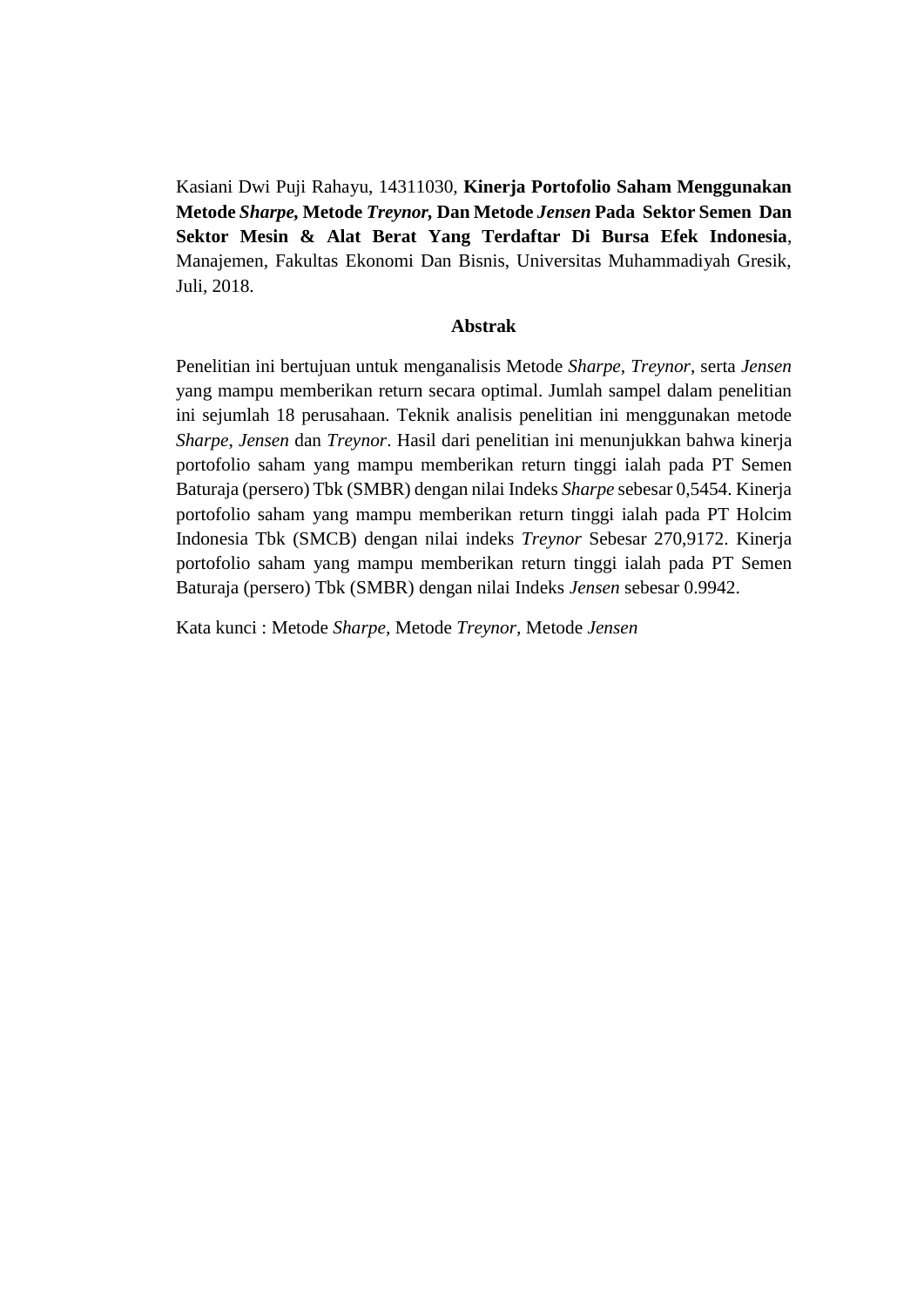Kasiani Dwi Puji Rahayu, 14311030, **Kinerja Portofolio Saham Menggunakan Metode *Sharpe*, Metode *Treynor*, Dan Metode *Jensen* Pada Sektor Semen Dan Sektor Mesin & Alat Berat Yang Terdaftar Di Bursa Efek Indonesia**, Manajemen, Fakultas Ekonomi Dan Bisnis, Universitas Muhammadiyah Gresik, Juli, 2018.

## Abstrak

Penelitian ini bertujuan untuk menganalisis Metode *Sharpe*, *Treynor*, serta *Jensen* yang mampu memberikan return secara optimal. Jumlah sampel dalam penelitian ini sejumlah 18 perusahaan. Teknik analisis penelitian ini menggunakan metode *Sharpe*, *Jensen* dan *Treynor*. Hasil dari penelitian ini menunjukkan bahwa kinerja portofolio saham yang mampu memberikan return tinggi ialah pada PT Semen Baturaja (persero) Tbk (SMBR) dengan nilai Indeks *Sharpe* sebesar 0,5454. Kinerja portofolio saham yang mampu memberikan return tinggi ialah pada PT Holcim Indonesia Tbk (SMCB) dengan nilai indeks *Treynor* Sebesar 270,9172. Kinerja portofolio saham yang mampu memberikan return tinggi ialah pada PT Semen Baturaja (persero) Tbk (SMBR) dengan nilai Indeks *Jensen* sebesar 0.9942.

Kata kunci : Metode *Sharpe*, Metode *Treynor*, Metode *Jensen*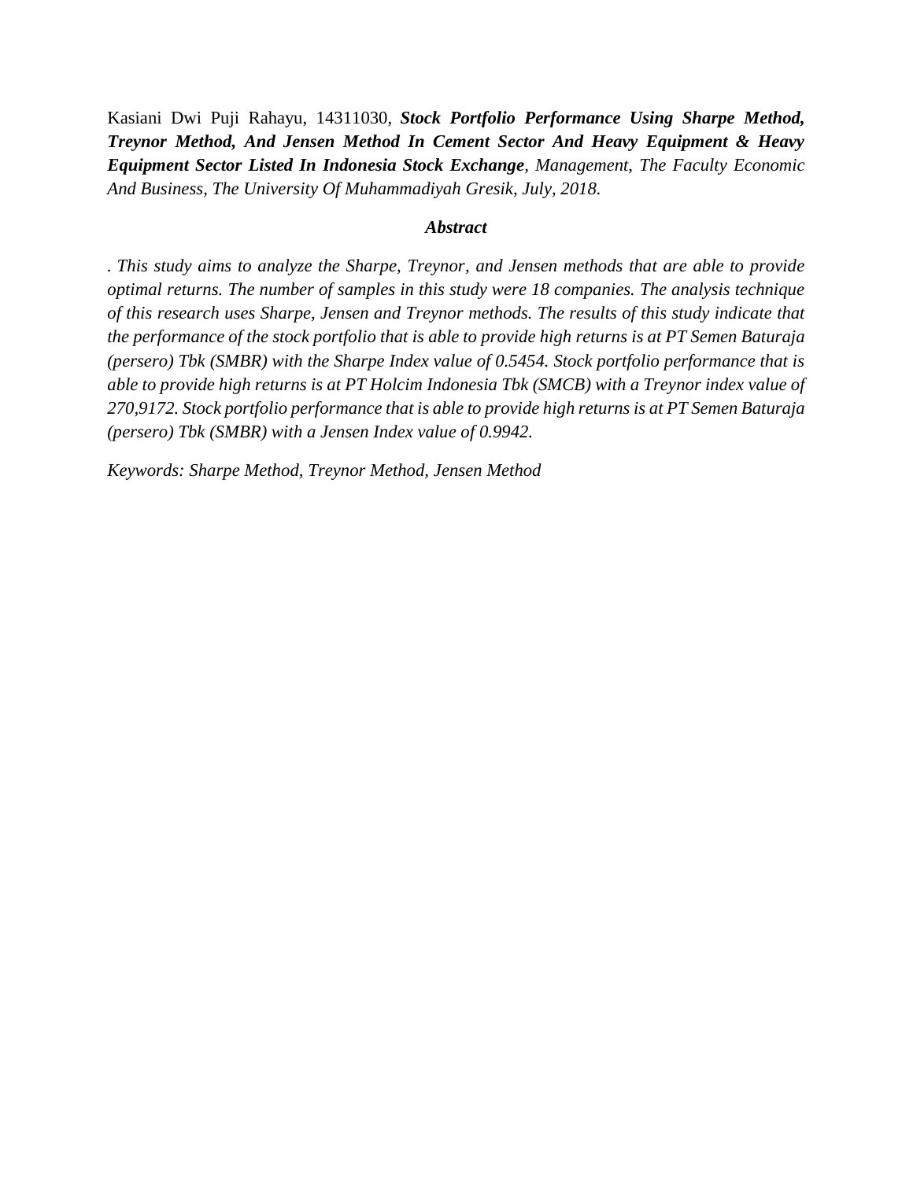Kasiani Dwi Puji Rahayu, 14311030, ***Stock Portfolio Performance Using Sharpe Method, Treynor Method, And Jensen Method In Cement Sector And Heavy Equipment & Heavy Equipment Sector Listed In Indonesia Stock Exchange***, *Management, The Faculty Economic And Business, The University Of Muhammadiyah Gresik, July, 2018.*

***Abstract***

*. This study aims to analyze the Sharpe, Treynor, and Jensen methods that are able to provide optimal returns. The number of samples in this study were 18 companies. The analysis technique of this research uses Sharpe, Jensen and Treynor methods. The results of this study indicate that the performance of the stock portfolio that is able to provide high returns is at PT Semen Baturaja (persero) Tbk (SMBR) with the Sharpe Index value of 0.5454. Stock portfolio performance that is able to provide high returns is at PT Holcim Indonesia Tbk (SMCB) with a Treynor index value of 270,9172. Stock portfolio performance that is able to provide high returns is at PT Semen Baturaja (persero) Tbk (SMBR) with a Jensen Index value of 0.9942.*

*Keywords: Sharpe Method, Treynor Method, Jensen Method*